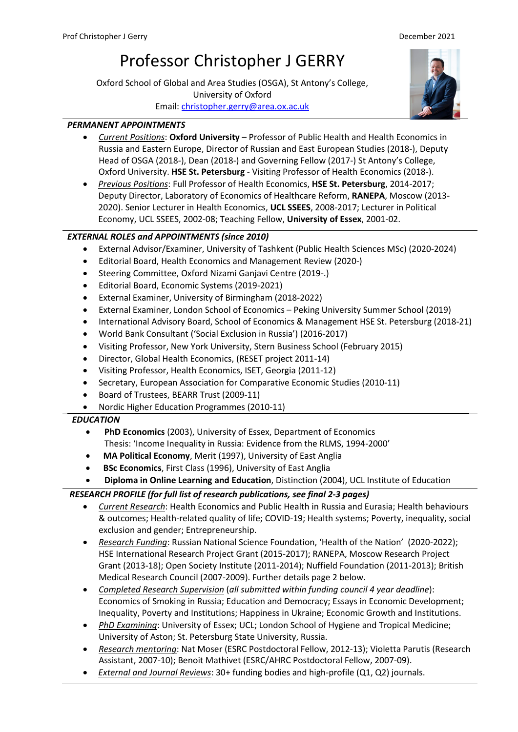# Professor Christopher J GERRY

Oxford School of Global and Area Studies (OSGA), St Antony's College, University of Oxford
Email: christopher.gerry@area.ox.ac.uk

## *PERMANENT APPOINTMENTS*

- *Current Positions*: **Oxford University** – Professor of Public Health and Health Economics in Russia and Eastern Europe, Director of Russian and East European Studies (2018-), Deputy Head of OSGA (2018-), Dean (2018-) and Governing Fellow (2017-) St Antony's College, Oxford University. **HSE St. Petersburg** - Visiting Professor of Health Economics (2018-).
- *Previous Positions*: Full Professor of Health Economics, **HSE St. Petersburg**, 2014-2017; Deputy Director, Laboratory of Economics of Healthcare Reform, **RANEPA**, Moscow (2013-2020). Senior Lecturer in Health Economics, **UCL SSEES**, 2008-2017; Lecturer in Political Economy, UCL SSEES, 2002-08; Teaching Fellow, **University of Essex**, 2001-02.

## *EXTERNAL ROLES and APPOINTMENTS (since 2010)*

- External Advisor/Examiner, University of Tashkent (Public Health Sciences MSc) (2020-2024)
- Editorial Board, Health Economics and Management Review (2020-)
- Steering Committee, Oxford Nizami Ganjavi Centre (2019-.)
- Editorial Board, Economic Systems (2019-2021)
- External Examiner, University of Birmingham (2018-2022)
- External Examiner, London School of Economics – Peking University Summer School (2019)
- International Advisory Board, School of Economics & Management HSE St. Petersburg (2018-21)
- World Bank Consultant ('Social Exclusion in Russia') (2016-2017)
- Visiting Professor, New York University, Stern Business School (February 2015)
- Director, Global Health Economics, (RESET project 2011-14)
- Visiting Professor, Health Economics, ISET, Georgia (2011-12)
- Secretary, European Association for Comparative Economic Studies (2010-11)
- Board of Trustees, BEARR Trust (2009-11)
- Nordic Higher Education Programmes (2010-11)

## *EDUCATION*

- **PhD Economics** (2003), University of Essex, Department of Economics
  Thesis: 'Income Inequality in Russia: Evidence from the RLMS, 1994-2000'
- **MA Political Economy**, Merit (1997), University of East Anglia
- **BSc Economics**, First Class (1996), University of East Anglia
- **Diploma in Online Learning and Education**, Distinction (2004), UCL Institute of Education

## *RESEARCH PROFILE (for full list of research publications, see final 2-3 pages)*

- *Current Research*: Health Economics and Public Health in Russia and Eurasia; Health behaviours & outcomes; Health-related quality of life; COVID-19; Health systems; Poverty, inequality, social exclusion and gender; Entrepreneurship.
- *Research Funding*: Russian National Science Foundation, 'Health of the Nation' (2020-2022); HSE International Research Project Grant (2015-2017); RANEPA, Moscow Research Project Grant (2013-18); Open Society Institute (2011-2014); Nuffield Foundation (2011-2013); British Medical Research Council (2007-2009). Further details page 2 below.
- *Completed Research Supervision* (*all submitted within funding council 4 year deadline*): Economics of Smoking in Russia; Education and Democracy; Essays in Economic Development; Inequality, Poverty and Institutions; Happiness in Ukraine; Economic Growth and Institutions.
- *PhD Examining*: University of Essex; UCL; London School of Hygiene and Tropical Medicine; University of Aston; St. Petersburg State University, Russia.
- *Research mentoring*: Nat Moser (ESRC Postdoctoral Fellow, 2012-13); Violetta Parutis (Research Assistant, 2007-10); Benoit Mathivet (ESRC/AHRC Postdoctoral Fellow, 2007-09).
- *External and Journal Reviews*: 30+ funding bodies and high-profile (Q1, Q2) journals.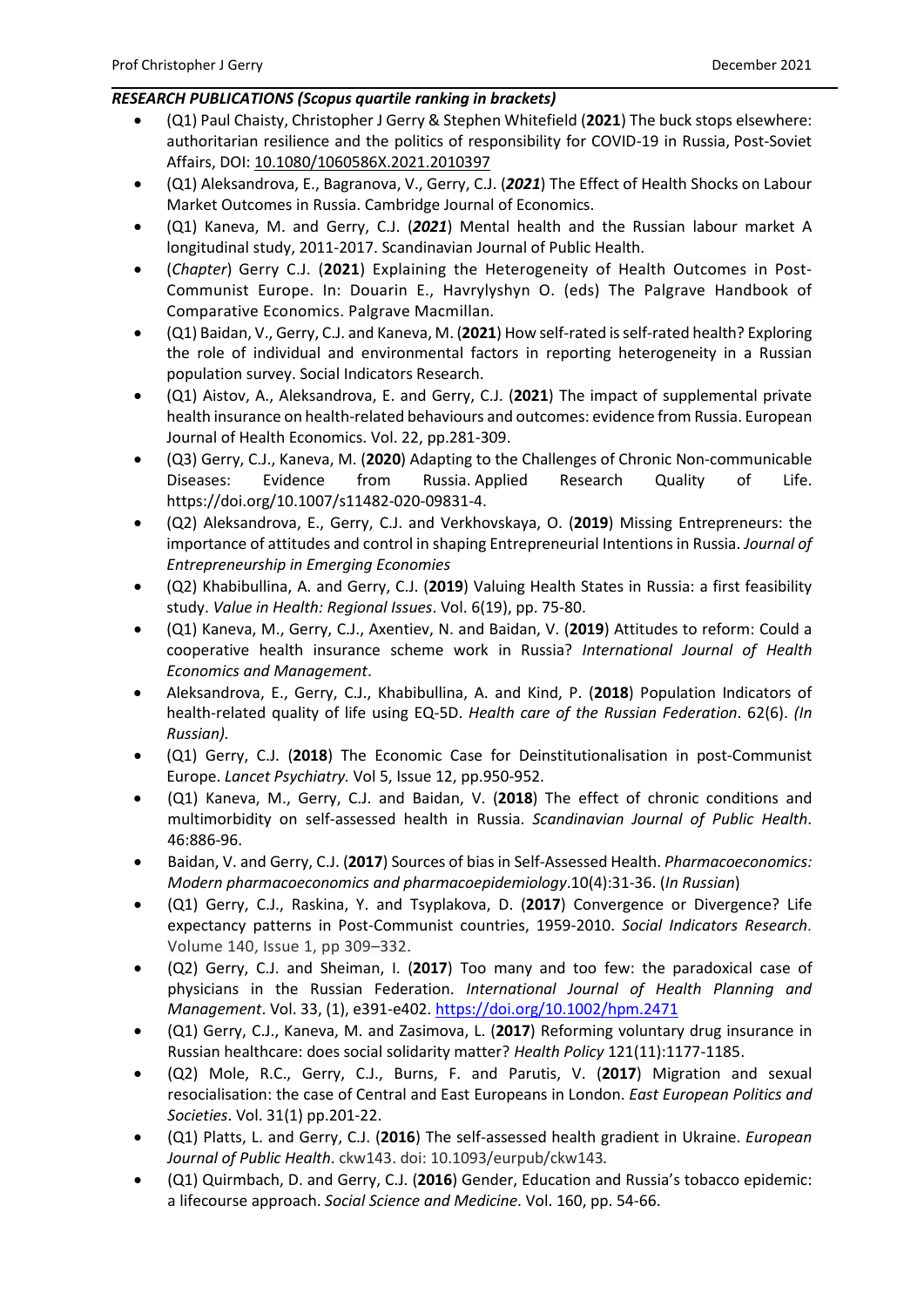***RESEARCH PUBLICATIONS (Scopus quartile ranking in brackets)***

- (Q1) Paul Chaisty, Christopher J Gerry & Stephen Whitefield (**2021**) The buck stops elsewhere: authoritarian resilience and the politics of responsibility for COVID-19 in Russia, Post-Soviet Affairs, DOI: 10.1080/1060586X.2021.2010397
- (Q1) Aleksandrova, E., Bagranova, V., Gerry, C.J. (***2021***) The Effect of Health Shocks on Labour Market Outcomes in Russia. Cambridge Journal of Economics.
- (Q1) Kaneva, M. and Gerry, C.J. (***2021***) Mental health and the Russian labour market A longitudinal study, 2011-2017. Scandinavian Journal of Public Health.
- (*Chapter*) Gerry C.J. (**2021**) Explaining the Heterogeneity of Health Outcomes in Post-Communist Europe. In: Douarin E., Havrylyshyn O. (eds) The Palgrave Handbook of Comparative Economics. Palgrave Macmillan.
- (Q1) Baidan, V., Gerry, C.J. and Kaneva, M. (**2021**) How self-rated is self-rated health? Exploring the role of individual and environmental factors in reporting heterogeneity in a Russian population survey. Social Indicators Research.
- (Q1) Aistov, A., Aleksandrova, E. and Gerry, C.J. (**2021**) The impact of supplemental private health insurance on health-related behaviours and outcomes: evidence from Russia. European Journal of Health Economics. Vol. 22, pp.281-309.
- (Q3) Gerry, C.J., Kaneva, M. (**2020**) Adapting to the Challenges of Chronic Non-communicable Diseases: Evidence from Russia. Applied Research Quality of Life. https://doi.org/10.1007/s11482-020-09831-4.
- (Q2) Aleksandrova, E., Gerry, C.J. and Verkhovskaya, O. (**2019**) Missing Entrepreneurs: the importance of attitudes and control in shaping Entrepreneurial Intentions in Russia. *Journal of Entrepreneurship in Emerging Economies*
- (Q2) Khabibullina, A. and Gerry, C.J. (**2019**) Valuing Health States in Russia: a first feasibility study. *Value in Health: Regional Issues*. Vol. 6(19), pp. 75-80.
- (Q1) Kaneva, M., Gerry, C.J., Axentiev, N. and Baidan, V. (**2019**) Attitudes to reform: Could a cooperative health insurance scheme work in Russia? *International Journal of Health Economics and Management*.
- Aleksandrova, E., Gerry, C.J., Khabibullina, A. and Kind, P. (**2018**) Population Indicators of health-related quality of life using EQ-5D. *Health care of the Russian Federation*. 62(6). *(In Russian).*
- (Q1) Gerry, C.J. (**2018**) The Economic Case for Deinstitutionalisation in post-Communist Europe. *Lancet Psychiatry.* Vol 5, Issue 12, pp.950-952.
- (Q1) Kaneva, M., Gerry, C.J. and Baidan, V. (**2018**) The effect of chronic conditions and multimorbidity on self-assessed health in Russia. *Scandinavian Journal of Public Health*. 46:886-96.
- Baidan, V. and Gerry, C.J. (**2017**) Sources of bias in Self-Assessed Health. *Pharmacoeconomics: Modern pharmacoeconomics and pharmacoepidemiology*.10(4):31-36. (*In Russian*)
- (Q1) Gerry, C.J., Raskina, Y. and Tsyplakova, D. (**2017**) Convergence or Divergence? Life expectancy patterns in Post-Communist countries, 1959-2010. *Social Indicators Research*. Volume 140, Issue 1, pp 309–332.
- (Q2) Gerry, C.J. and Sheiman, I. (**2017**) Too many and too few: the paradoxical case of physicians in the Russian Federation. *International Journal of Health Planning and Management*. Vol. 33, (1), e391-e402. https://doi.org/10.1002/hpm.2471
- (Q1) Gerry, C.J., Kaneva, M. and Zasimova, L. (**2017**) Reforming voluntary drug insurance in Russian healthcare: does social solidarity matter? *Health Policy* 121(11):1177-1185.
- (Q2) Mole, R.C., Gerry, C.J., Burns, F. and Parutis, V. (**2017**) Migration and sexual resocialisation: the case of Central and East Europeans in London. *East European Politics and Societies*. Vol. 31(1) pp.201-22.
- (Q1) Platts, L. and Gerry, C.J. (**2016**) The self-assessed health gradient in Ukraine. *European Journal of Public Health*. ckw143. doi: 10.1093/eurpub/ckw143*.*
- (Q1) Quirmbach, D. and Gerry, C.J. (**2016**) Gender, Education and Russia's tobacco epidemic: a lifecourse approach. *Social Science and Medicine*. Vol. 160, pp. 54-66.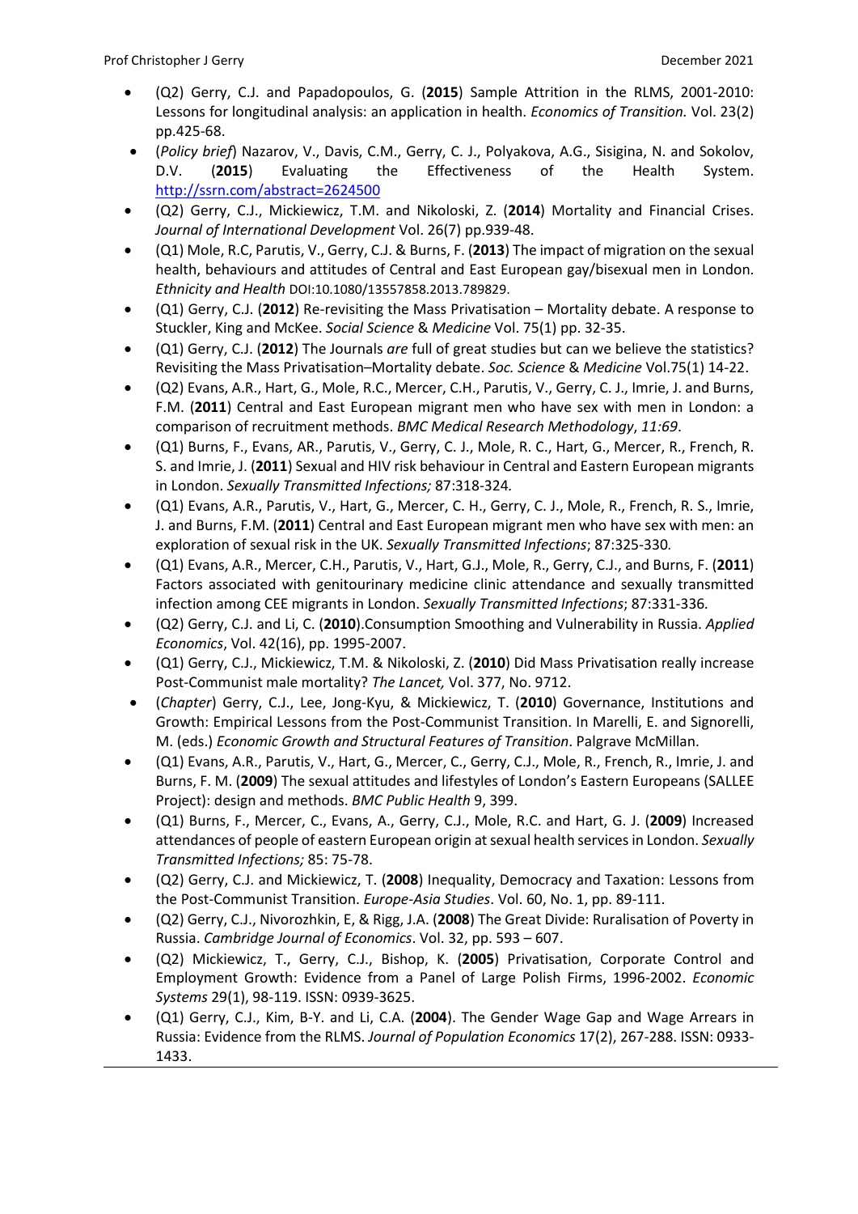- (Q2) Gerry, C.J. and Papadopoulos, G. (**2015**) Sample Attrition in the RLMS, 2001-2010: Lessons for longitudinal analysis: an application in health. *Economics of Transition.* Vol. 23(2) pp.425-68.
- (*Policy brief*) Nazarov, V., Davis, C.M., Gerry, C. J., Polyakova, A.G., Sisigina, N. and Sokolov, D.V. (**2015**) Evaluating the Effectiveness of the Health System. http://ssrn.com/abstract=2624500
- (Q2) Gerry, C.J., Mickiewicz, T.M. and Nikoloski, Z. (**2014**) Mortality and Financial Crises. *Journal of International Development* Vol. 26(7) pp.939-48.
- (Q1) Mole, R.C, Parutis, V., Gerry, C.J. & Burns, F. (**2013**) The impact of migration on the sexual health, behaviours and attitudes of Central and East European gay/bisexual men in London. *Ethnicity and Health* DOI:10.1080/13557858.2013.789829.
- (Q1) Gerry, C.J. (**2012**) Re-revisiting the Mass Privatisation – Mortality debate. A response to Stuckler, King and McKee. *Social Science* & *Medicine* Vol. 75(1) pp. 32-35.
- (Q1) Gerry, C.J. (**2012**) The Journals *are* full of great studies but can we believe the statistics? Revisiting the Mass Privatisation–Mortality debate. *Soc. Science* & *Medicine* Vol.75(1) 14-22.
- (Q2) Evans, A.R., Hart, G., Mole, R.C., Mercer, C.H., Parutis, V., Gerry, C. J., Imrie, J. and Burns, F.M. (**2011**) Central and East European migrant men who have sex with men in London: a comparison of recruitment methods. *BMC Medical Research Methodology*, *11:69*.
- (Q1) Burns, F., Evans, AR., Parutis, V., Gerry, C. J., Mole, R. C., Hart, G., Mercer, R., French, R. S. and Imrie, J. (**2011**) Sexual and HIV risk behaviour in Central and Eastern European migrants in London. *Sexually Transmitted Infections;* 87:318-324*.*
- (Q1) Evans, A.R., Parutis, V., Hart, G., Mercer, C. H., Gerry, C. J., Mole, R., French, R. S., Imrie, J. and Burns, F.M. (**2011**) Central and East European migrant men who have sex with men: an exploration of sexual risk in the UK. *Sexually Transmitted Infections*; 87:325-330*.*
- (Q1) Evans, A.R., Mercer, C.H., Parutis, V., Hart, G.J., Mole, R., Gerry, C.J., and Burns, F. (**2011**) Factors associated with genitourinary medicine clinic attendance and sexually transmitted infection among CEE migrants in London. *Sexually Transmitted Infections*; 87:331-336*.*
- (Q2) Gerry, C.J. and Li, C. (**2010**).Consumption Smoothing and Vulnerability in Russia. *Applied Economics*, Vol. 42(16), pp. 1995-2007.
- (Q1) Gerry, C.J., Mickiewicz, T.M. & Nikoloski, Z. (**2010**) Did Mass Privatisation really increase Post-Communist male mortality? *The Lancet,* Vol. 377, No. 9712.
- (*Chapter*) Gerry, C.J., Lee, Jong-Kyu, & Mickiewicz, T. (**2010**) Governance, Institutions and Growth: Empirical Lessons from the Post-Communist Transition. In Marelli, E. and Signorelli, M. (eds.) *Economic Growth and Structural Features of Transition*. Palgrave McMillan.
- (Q1) Evans, A.R., Parutis, V., Hart, G., Mercer, C., Gerry, C.J., Mole, R., French, R., Imrie, J. and Burns, F. M. (**2009**) The sexual attitudes and lifestyles of London's Eastern Europeans (SALLEE Project): design and methods. *BMC Public Health* 9, 399.
- (Q1) Burns, F., Mercer, C., Evans, A., Gerry, C.J., Mole, R.C. and Hart, G. J. (**2009**) Increased attendances of people of eastern European origin at sexual health services in London. *Sexually Transmitted Infections;* 85: 75-78.
- (Q2) Gerry, C.J. and Mickiewicz, T. (**2008**) Inequality, Democracy and Taxation: Lessons from the Post-Communist Transition. *Europe-Asia Studies*. Vol. 60, No. 1, pp. 89-111.
- (Q2) Gerry, C.J., Nivorozhkin, E, & Rigg, J.A. (**2008**) The Great Divide: Ruralisation of Poverty in Russia. *Cambridge Journal of Economics*. Vol. 32, pp. 593 – 607.
- (Q2) Mickiewicz, T., Gerry, C.J., Bishop, K. (**2005**) Privatisation, Corporate Control and Employment Growth: Evidence from a Panel of Large Polish Firms, 1996-2002. *Economic Systems* 29(1), 98-119. ISSN: 0939-3625.
- (Q1) Gerry, C.J., Kim, B-Y. and Li, C.A. (**2004**). The Gender Wage Gap and Wage Arrears in Russia: Evidence from the RLMS. *Journal of Population Economics* 17(2), 267-288. ISSN: 0933-1433.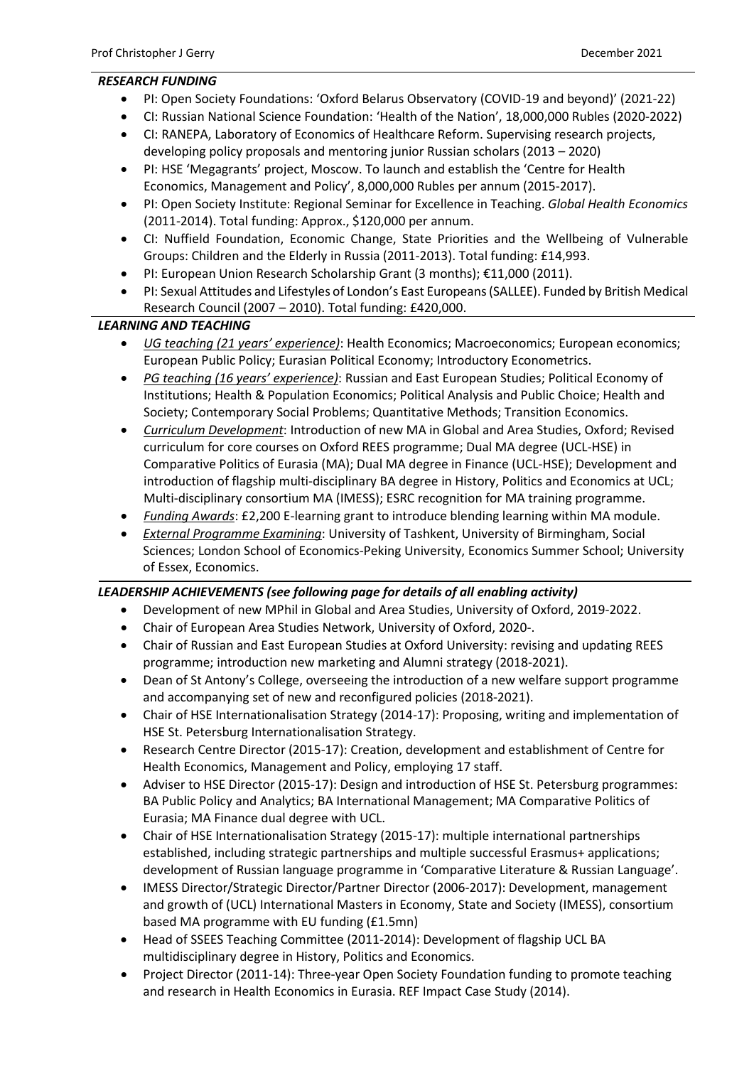### *RESEARCH FUNDING*

- PI: Open Society Foundations: 'Oxford Belarus Observatory (COVID-19 and beyond)' (2021-22)
- CI: Russian National Science Foundation: 'Health of the Nation', 18,000,000 Rubles (2020-2022)
- CI: RANEPA, Laboratory of Economics of Healthcare Reform. Supervising research projects, developing policy proposals and mentoring junior Russian scholars (2013 – 2020)
- PI: HSE 'Megagrants' project, Moscow. To launch and establish the 'Centre for Health Economics, Management and Policy', 8,000,000 Rubles per annum (2015-2017).
- PI: Open Society Institute: Regional Seminar for Excellence in Teaching. *Global Health Economics* (2011-2014). Total funding: Approx., $120,000 per annum.
- CI: Nuffield Foundation, Economic Change, State Priorities and the Wellbeing of Vulnerable Groups: Children and the Elderly in Russia (2011-2013). Total funding: £14,993.
- PI: European Union Research Scholarship Grant (3 months); €11,000 (2011).
- PI: Sexual Attitudes and Lifestyles of London's East Europeans (SALLEE). Funded by British Medical Research Council (2007 – 2010). Total funding: £420,000.

### *LEARNING AND TEACHING*

- *UG teaching (21 years' experience)*: Health Economics; Macroeconomics; European economics; European Public Policy; Eurasian Political Economy; Introductory Econometrics.
- *PG teaching (16 years' experience)*: Russian and East European Studies; Political Economy of Institutions; Health & Population Economics; Political Analysis and Public Choice; Health and Society; Contemporary Social Problems; Quantitative Methods; Transition Economics.
- *Curriculum Development*: Introduction of new MA in Global and Area Studies, Oxford; Revised curriculum for core courses on Oxford REES programme; Dual MA degree (UCL-HSE) in Comparative Politics of Eurasia (MA); Dual MA degree in Finance (UCL-HSE); Development and introduction of flagship multi-disciplinary BA degree in History, Politics and Economics at UCL; Multi-disciplinary consortium MA (IMESS); ESRC recognition for MA training programme.
- *Funding Awards*: £2,200 E-learning grant to introduce blending learning within MA module.
- *External Programme Examining*: University of Tashkent, University of Birmingham, Social Sciences; London School of Economics-Peking University, Economics Summer School; University of Essex, Economics.

### *LEADERSHIP ACHIEVEMENTS (see following page for details of all enabling activity)*

- Development of new MPhil in Global and Area Studies, University of Oxford, 2019-2022.
- Chair of European Area Studies Network, University of Oxford, 2020-.
- Chair of Russian and East European Studies at Oxford University: revising and updating REES programme; introduction new marketing and Alumni strategy (2018-2021).
- Dean of St Antony's College, overseeing the introduction of a new welfare support programme and accompanying set of new and reconfigured policies (2018-2021).
- Chair of HSE Internationalisation Strategy (2014-17): Proposing, writing and implementation of HSE St. Petersburg Internationalisation Strategy.
- Research Centre Director (2015-17): Creation, development and establishment of Centre for Health Economics, Management and Policy, employing 17 staff.
- Adviser to HSE Director (2015-17): Design and introduction of HSE St. Petersburg programmes: BA Public Policy and Analytics; BA International Management; MA Comparative Politics of Eurasia; MA Finance dual degree with UCL.
- Chair of HSE Internationalisation Strategy (2015-17): multiple international partnerships established, including strategic partnerships and multiple successful Erasmus+ applications; development of Russian language programme in 'Comparative Literature & Russian Language'.
- IMESS Director/Strategic Director/Partner Director (2006-2017): Development, management and growth of (UCL) International Masters in Economy, State and Society (IMESS), consortium based MA programme with EU funding (£1.5mn)
- Head of SSEES Teaching Committee (2011-2014): Development of flagship UCL BA multidisciplinary degree in History, Politics and Economics.
- Project Director (2011-14): Three-year Open Society Foundation funding to promote teaching and research in Health Economics in Eurasia. REF Impact Case Study (2014).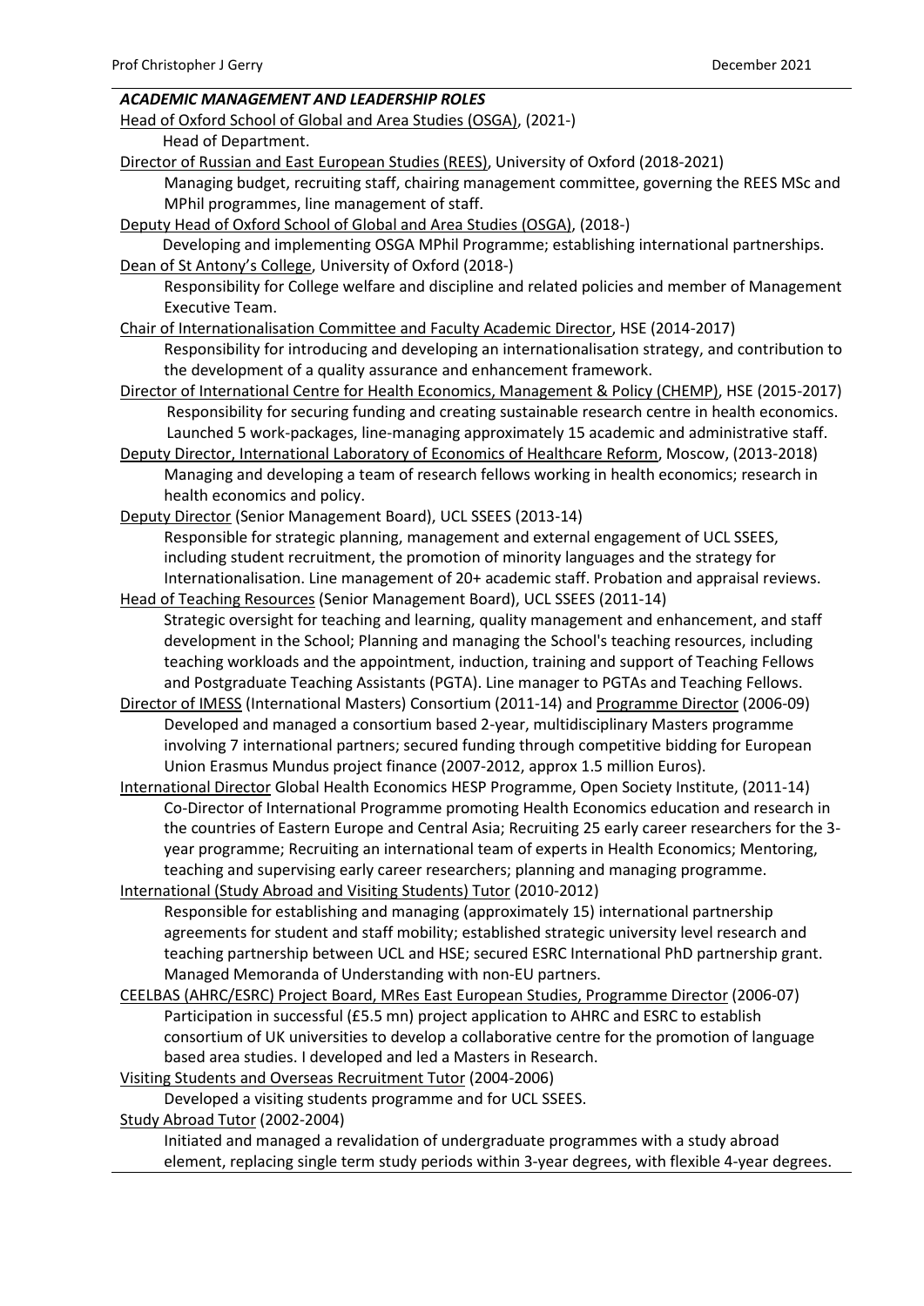***ACADEMIC MANAGEMENT AND LEADERSHIP ROLES***

Head of Oxford School of Global and Area Studies (OSGA), (2021-)
Head of Department.

Director of Russian and East European Studies (REES), University of Oxford (2018-2021)
Managing budget, recruiting staff, chairing management committee, governing the REES MSc and MPhil programmes, line management of staff.

Deputy Head of Oxford School of Global and Area Studies (OSGA), (2018-)
Developing and implementing OSGA MPhil Programme; establishing international partnerships.

Dean of St Antony's College, University of Oxford (2018-)
Responsibility for College welfare and discipline and related policies and member of Management Executive Team.

Chair of Internationalisation Committee and Faculty Academic Director, HSE (2014-2017)
Responsibility for introducing and developing an internationalisation strategy, and contribution to the development of a quality assurance and enhancement framework.

Director of International Centre for Health Economics, Management & Policy (CHEMP), HSE (2015-2017)
Responsibility for securing funding and creating sustainable research centre in health economics. Launched 5 work-packages, line-managing approximately 15 academic and administrative staff.

Deputy Director, International Laboratory of Economics of Healthcare Reform, Moscow, (2013-2018)
Managing and developing a team of research fellows working in health economics; research in health economics and policy.

Deputy Director (Senior Management Board), UCL SSEES (2013-14)
Responsible for strategic planning, management and external engagement of UCL SSEES, including student recruitment, the promotion of minority languages and the strategy for Internationalisation. Line management of 20+ academic staff. Probation and appraisal reviews.

Head of Teaching Resources (Senior Management Board), UCL SSEES (2011-14)
Strategic oversight for teaching and learning, quality management and enhancement, and staff development in the School; Planning and managing the School's teaching resources, including teaching workloads and the appointment, induction, training and support of Teaching Fellows and Postgraduate Teaching Assistants (PGTA). Line manager to PGTAs and Teaching Fellows.

Director of IMESS (International Masters) Consortium (2011-14) and Programme Director (2006-09)
Developed and managed a consortium based 2-year, multidisciplinary Masters programme involving 7 international partners; secured funding through competitive bidding for European Union Erasmus Mundus project finance (2007-2012, approx 1.5 million Euros).

International Director Global Health Economics HESP Programme, Open Society Institute, (2011-14)
Co-Director of International Programme promoting Health Economics education and research in the countries of Eastern Europe and Central Asia; Recruiting 25 early career researchers for the 3-year programme; Recruiting an international team of experts in Health Economics; Mentoring, teaching and supervising early career researchers; planning and managing programme.

International (Study Abroad and Visiting Students) Tutor (2010-2012)
Responsible for establishing and managing (approximately 15) international partnership agreements for student and staff mobility; established strategic university level research and teaching partnership between UCL and HSE; secured ESRC International PhD partnership grant. Managed Memoranda of Understanding with non-EU partners.

CEELBAS (AHRC/ESRC) Project Board, MRes East European Studies, Programme Director (2006-07)
Participation in successful (£5.5 mn) project application to AHRC and ESRC to establish consortium of UK universities to develop a collaborative centre for the promotion of language based area studies. I developed and led a Masters in Research.

Visiting Students and Overseas Recruitment Tutor (2004-2006)
Developed a visiting students programme and for UCL SSEES.

Study Abroad Tutor (2002-2004)
Initiated and managed a revalidation of undergraduate programmes with a study abroad element, replacing single term study periods within 3-year degrees, with flexible 4-year degrees.